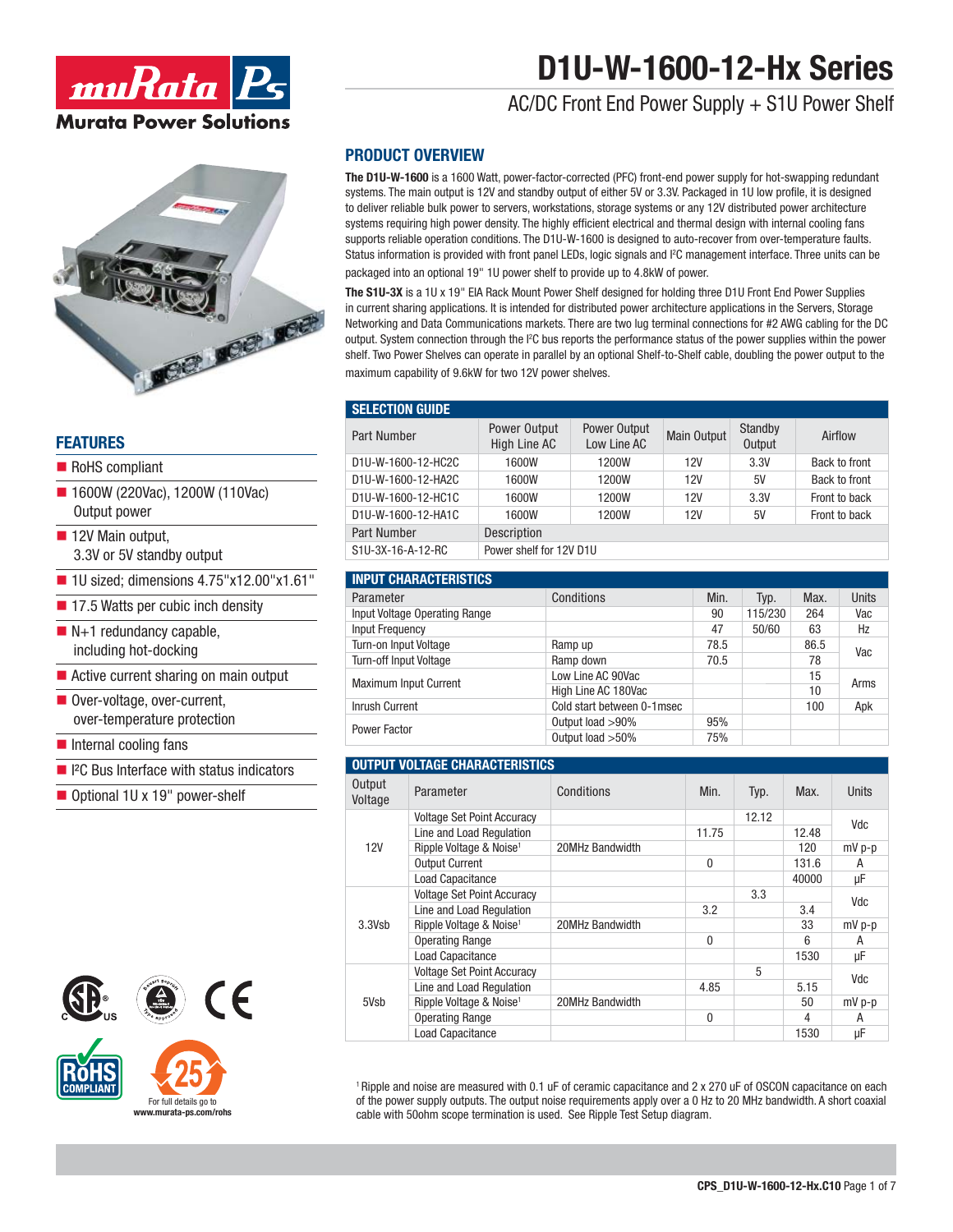# D1U-W-1600-12-Hx Series

## AC/DC Front End Power Supply + S1U Power Shelf

## PRODUCT OVERVIEW

**The D1U-W-1600** is a 1600 Watt, power-factor-corrected (PFC) front-end power supply for hot-swapping redundant systems. The main output is 12V and standby output of either 5V or 3.3V. Packaged in 1U low profile, it is designed to deliver reliable bulk power to servers, workstations, storage systems or any 12V distributed power architecture systems requiring high power density. The highly efficient electrical and thermal design with internal cooling fans supports reliable operation conditions. The D1U-W-1600 is designed to auto-recover from over-temperature faults. Status information is provided with front panel LEDs, logic signals and I²C management interface. Three units can be packaged into an optional 19" 1U power shelf to provide up to 4.8kW of power.

**The S1U-3X** is a 1U x 19" EIA Rack Mount Power Shelf designed for holding three D1U Front End Power Supplies in current sharing applications. It is intended for distributed power architecture applications in the Servers, Storage Networking and Data Communications markets. There are two lug terminal connections for #2 AWG cabling for the DC output. System connection through the I²C bus reports the performance status of the power supplies within the power shelf. Two Power Shelves can operate in parallel by an optional Shelf-to-Shelf cable, doubling the power output to the maximum capability of 9.6kW for two 12V power shelves.

## FEATURES

- RoHS compliant
- 1600W (220Vac), 1200W (110Vac) Output power
- 12V Main output, 3.3V or 5V standby output
- 1U sized; dimensions 4.75"x12.00"x1.61"
- 17.5 Watts per cubic inch density
- N+1 redundancy capable, including hot-docking
- Active current sharing on main output
- Over-voltage, over-current, over-temperature protection
- Internal cooling fans
- I²C Bus Interface with status indicators
- Optional 1U x 19" power-shelf

For full details go to www.murata-ps.com/rohs

## SELECTION GUIDE

| Part Number | Power Output High Line AC | Power Output Low Line AC | Main Output | Standby Output | Airflow |
|---|---|---|---|---|---|
| D1U-W-1600-12-HC2C | 1600W | 1200W | 12V | 3.3V | Back to front |
| D1U-W-1600-12-HA2C | 1600W | 1200W | 12V | 5V | Back to front |
| D1U-W-1600-12-HC1C | 1600W | 1200W | 12V | 3.3V | Front to back |
| D1U-W-1600-12-HA1C | 1600W | 1200W | 12V | 5V | Front to back |

| Part Number | Description |
|---|---|
| S1U-3X-16-A-12-RC | Power shelf for 12V D1U |

## INPUT CHARACTERISTICS

| Parameter | Conditions | Min. | Typ. | Max. | Units |
|---|---|---|---|---|---|
| Input Voltage Operating Range | | 90 | 115/230 | 264 | Vac |
| Input Frequency | | 47 | 50/60 | 63 | Hz |
| Turn-on Input Voltage | Ramp up | 78.5 | | 86.5 | Vac |
| Turn-off Input Voltage | Ramp down | 70.5 | | 78 | Vac |
| Maximum Input Current | Low Line AC 90Vac | | | 15 | Arms |
| | High Line AC 180Vac | | | 10 | Arms |
| Inrush Current | Cold start between 0-1msec | | | 100 | Apk |
| Power Factor | Output load >90% | 95% | | | |
| | Output load >50% | 75% | | | |

## OUTPUT VOLTAGE CHARACTERISTICS

| Output Voltage | Parameter | Conditions | Min. | Typ. | Max. | Units |
|---|---|---|---|---|---|---|
| 12V | Voltage Set Point Accuracy | | | 12.12 | | Vdc |
| | Line and Load Regulation | | 11.75 | | 12.48 | Vdc |
| | Ripple Voltage & Noise[1] | 20MHz Bandwidth | | | 120 | mV p-p |
| | Output Current | | 0 | | 131.6 | A |
| | Load Capacitance | | | | 40000 | µF |
| 3.3Vsb | Voltage Set Point Accuracy | | | 3.3 | | Vdc |
| | Line and Load Regulation | | 3.2 | | 3.4 | Vdc |
| | Ripple Voltage & Noise[1] | 20MHz Bandwidth | | | 33 | mV p-p |
| | Operating Range | | 0 | | 6 | A |
| | Load Capacitance | | | | 1530 | µF |
| 5Vsb | Voltage Set Point Accuracy | | | 5 | | Vdc |
| | Line and Load Regulation | | 4.85 | | 5.15 | Vdc |
| | Ripple Voltage & Noise[1] | 20MHz Bandwidth | | | 50 | mV p-p |
| | Operating Range | | 0 | | 4 | A |
| | Load Capacitance | | | | 1530 | µF |

[1] Ripple and noise are measured with 0.1 uF of ceramic capacitance and 2 x 270 uF of OSCON capacitance on each of the power supply outputs. The output noise requirements apply over a 0 Hz to 20 MHz bandwidth. A short coaxial cable with 50ohm scope termination is used. See Ripple Test Setup diagram.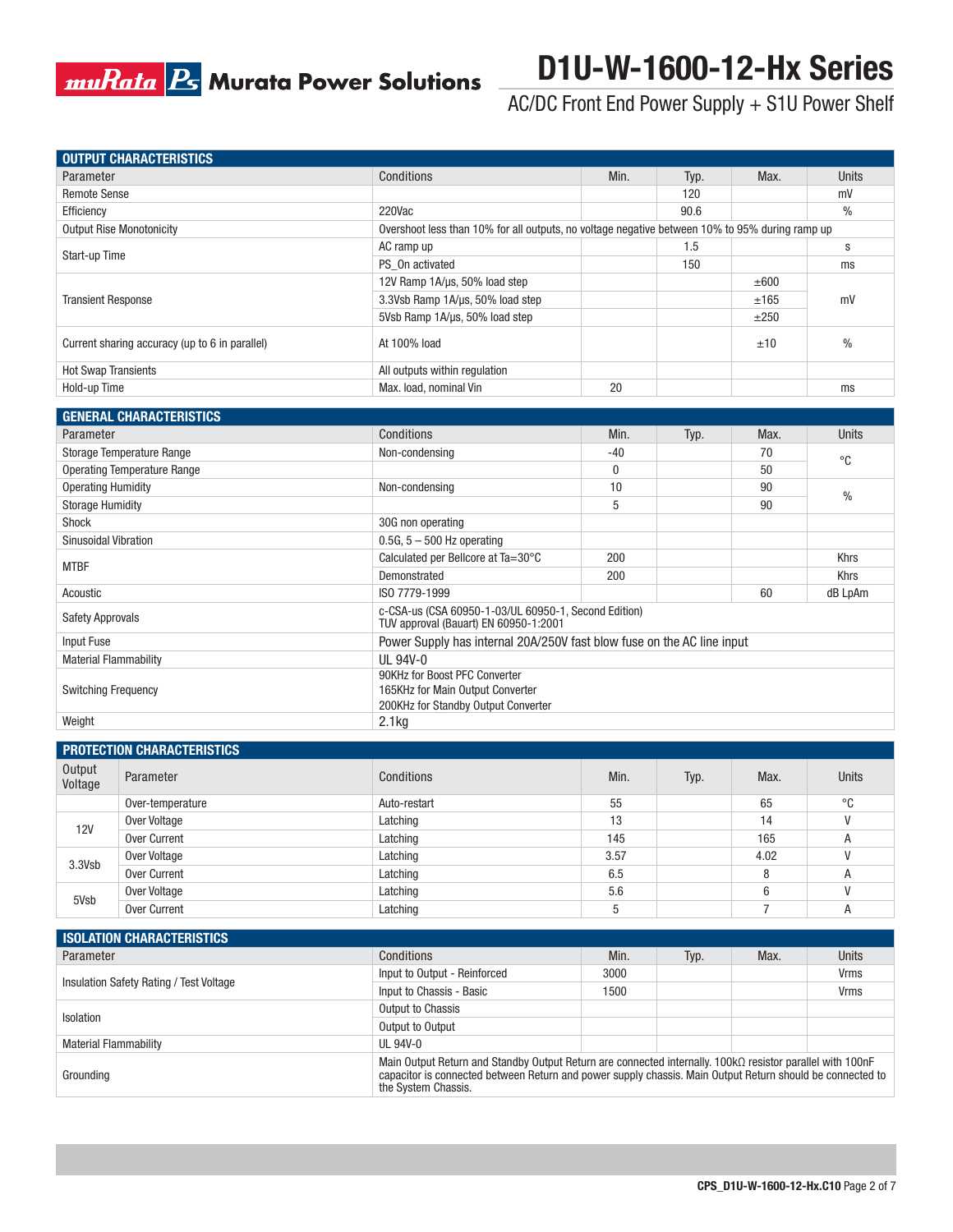## OUTPUT CHARACTERISTICS

| Parameter | Conditions | Min. | Typ. | Max. | Units |
|---|---|---|---|---|---|
| Remote Sense | | | 120 | | mV |
| Efficiency | 220Vac | | 90.6 | | % |
| Output Rise Monotonicity | Overshoot less than 10% for all outputs, no voltage negative between 10% to 95% during ramp up | | | | |
| Start-up Time | AC ramp up | | 1.5 | | s |
| | PS_On activated | | 150 | | ms |
| Transient Response | 12V Ramp 1A/μs, 50% load step | | | ±600 | mV |
| | 3.3Vsb Ramp 1A/μs, 50% load step | | | ±165 | |
| | 5Vsb Ramp 1A/μs, 50% load step | | | ±250 | |
| Current sharing accuracy (up to 6 in parallel) | At 100% load | | | ±10 | % |
| Hot Swap Transients | All outputs within regulation | | | | |
| Hold-up Time | Max. load, nominal Vin | 20 | | | ms |

## GENERAL CHARACTERISTICS

| Parameter | Conditions | Min. | Typ. | Max. | Units |
|---|---|---|---|---|---|
| Storage Temperature Range | Non-condensing | -40 | | 70 | °C |
| Operating Temperature Range | | 0 | | 50 | |
| Operating Humidity | Non-condensing | 10 | | 90 | % |
| Storage Humidity | | 5 | | 90 | |
| Shock | 30G non operating | | | | |
| Sinusoidal Vibration | 0.5G, 5 – 500 Hz operating | | | | |
| MTBF | Calculated per Bellcore at Ta=30°C | 200 | | | Khrs |
| | Demonstrated | 200 | | | Khrs |
| Acoustic | ISO 7779-1999 | | | 60 | dB LpAm |
| Safety Approvals | c-CSA-us (CSA 60950-1-03/UL 60950-1, Second Edition)<br>TUV approval (Bauart) EN 60950-1:2001 | | | | |
| Input Fuse | Power Supply has internal 20A/250V fast blow fuse on the AC line input | | | | |
| Material Flammability | UL 94V-0 | | | | |
| Switching Frequency | 90KHz for Boost PFC Converter<br>165KHz for Main Output Converter<br>200KHz for Standby Output Converter | | | | |
| Weight | 2.1kg | | | | |

## PROTECTION CHARACTERISTICS

| Output Voltage | Parameter | Conditions | Min. | Typ. | Max. | Units |
|---|---|---|---|---|---|---|
| | Over-temperature | Auto-restart | 55 | | 65 | °C |
| 12V | Over Voltage | Latching | 13 | | 14 | V |
| | Over Current | Latching | 145 | | 165 | A |
| 3.3Vsb | Over Voltage | Latching | 3.57 | | 4.02 | V |
| | Over Current | Latching | 6.5 | | 8 | A |
| 5Vsb | Over Voltage | Latching | 5.6 | | 6 | V |
| | Over Current | Latching | 5 | | 7 | A |

## ISOLATION CHARACTERISTICS

| Parameter | Conditions | Min. | Typ. | Max. | Units |
|---|---|---|---|---|---|
| Insulation Safety Rating / Test Voltage | Input to Output - Reinforced | 3000 | | | Vrms |
| | Input to Chassis - Basic | 1500 | | | Vrms |
| Isolation | Output to Chassis | | | | |
| | Output to Output | | | | |
| Material Flammability | UL 94V-0 | | | | |
| Grounding | Main Output Return and Standby Output Return are connected internally. 100kΩ resistor parallel with 100nF capacitor is connected between Return and power supply chassis. Main Output Return should be connected to the System Chassis. | | | | |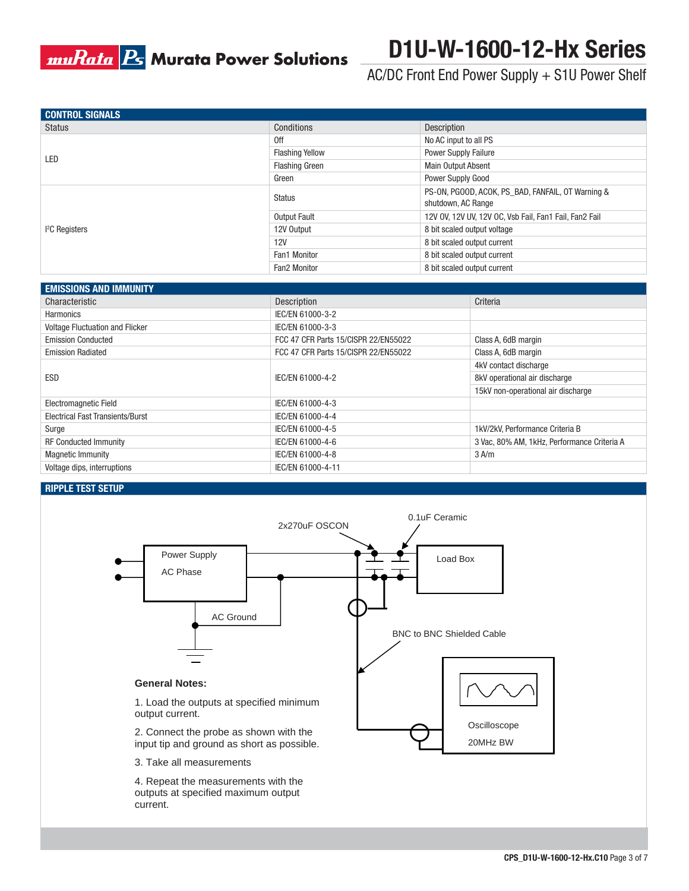## CONTROL SIGNALS

| Status | Conditions | Description |
|---|---|---|
| LED | Off | No AC input to all PS |
| | Flashing Yellow | Power Supply Failure |
| | Flashing Green | Main Output Absent |
| | Green | Power Supply Good |
| I²C Registers | Status | PS-ON, PGOOD, ACOK, PS_BAD, FANFAIL, OT Warning & shutdown, AC Range |
| | Output Fault | 12V OV, 12V UV, 12V OC, Vsb Fail, Fan1 Fail, Fan2 Fail |
| | 12V Output | 8 bit scaled output voltage |
| | 12V | 8 bit scaled output current |
| | Fan1 Monitor | 8 bit scaled output current |
| | Fan2 Monitor | 8 bit scaled output current |

## EMISSIONS AND IMMUNITY

| Characteristic | Description | Criteria |
|---|---|---|
| Harmonics | IEC/EN 61000-3-2 | |
| Voltage Fluctuation and Flicker | IEC/EN 61000-3-3 | |
| Emission Conducted | FCC 47 CFR Parts 15/CISPR 22/EN55022 | Class A, 6dB margin |
| Emission Radiated | FCC 47 CFR Parts 15/CISPR 22/EN55022 | Class A, 6dB margin |
| ESD | IEC/EN 61000-4-2 | 4kV contact discharge |
| | | 8kV operational air discharge |
| | | 15kV non-operational air discharge |
| Electromagnetic Field | IEC/EN 61000-4-3 | |
| Electrical Fast Transients/Burst | IEC/EN 61000-4-4 | |
| Surge | IEC/EN 61000-4-5 | 1kV/2kV, Performance Criteria B |
| RF Conducted Immunity | IEC/EN 61000-4-6 | 3 Vac, 80% AM, 1kHz, Performance Criteria A |
| Magnetic Immunity | IEC/EN 61000-4-8 | 3 A/m |
| Voltage dips, interruptions | IEC/EN 61000-4-11 | |

## RIPPLE TEST SETUP

2x270uF OSCON

0.1uF Ceramic

Power Supply

AC Phase

Load Box

AC Ground

BNC to BNC Shielded Cable

Oscilloscope

20MHz BW

**General Notes:**

1. Load the outputs at specified minimum output current.
2. Connect the probe as shown with the input tip and ground as short as possible.
3. Take all measurements
4. Repeat the measurements with the outputs at specified maximum output current.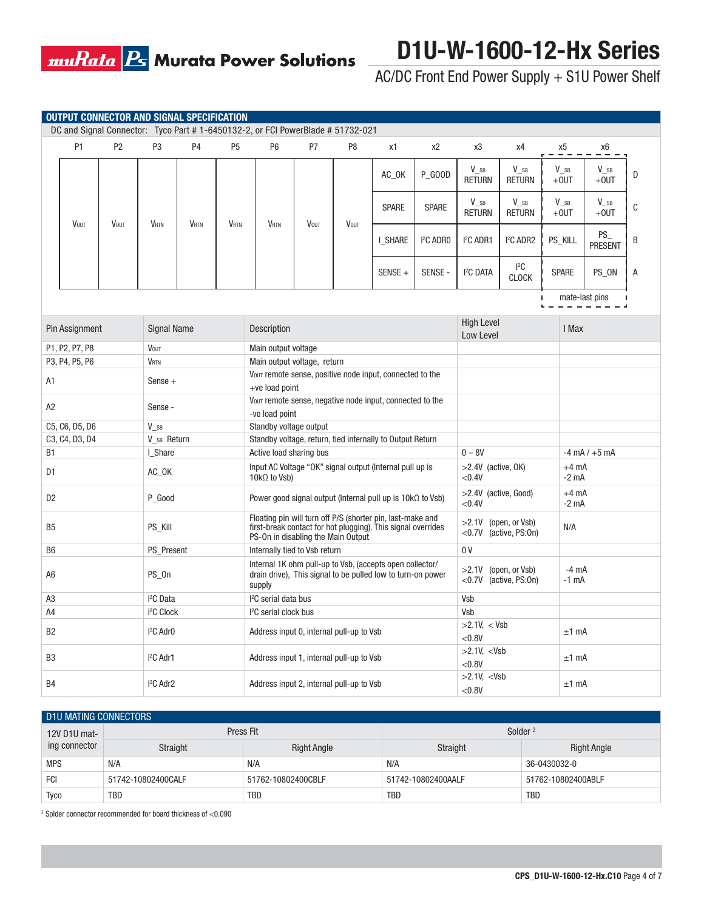## OUTPUT CONNECTOR AND SIGNAL SPECIFICATION

DC and Signal Connector: Tyco Part # 1-6450132-2, or FCI PowerBlade # 51732-021

| P1 | P2 | P3 | P4 | P5 | P6 | P7 | P8 | x1 | x2 | x3 | x4 | x5 | x6 | |
|---|---|---|---|---|---|---|---|---|---|---|---|---|---|---|
| $V_{OUT}$ | $V_{OUT}$ | $V_{RTN}$ | $V_{RTN}$ | $V_{RTN}$ | $V_{RTN}$ | $V_{OUT}$ | $V_{OUT}$ | AC_OK | P_GOOD | $V_{SB}$ RETURN | $V_{SB}$ RETURN | $V_{SB}$ +OUT | $V_{SB}$ +OUT | D |
| | | | | | | | | SPARE | SPARE | $V_{SB}$ RETURN | $V_{SB}$ RETURN | $V_{SB}$ +OUT | $V_{SB}$ +OUT | C |
| | | | | | | | | I_SHARE | I²C ADR0 | I²C ADR1 | I²C ADR2 | PS_KILL | PS_PRESENT | B |
| | | | | | | | | SENSE + | SENSE - | I²C DATA | I²C CLOCK | SPARE | PS_ON | A |

mate-last pins (x5, x6)

| Pin Assignment | Signal Name | Description | High Level / Low Level | I Max |
|---|---|---|---|---|
| P1, P2, P7, P8 | $V_{OUT}$ | Main output voltage | | |
| P3, P4, P5, P6 | $V_{RTN}$ | Main output voltage, return | | |
| A1 | Sense + | $V_{OUT}$ remote sense, positive node input, connected to the +ve load point | | |
| A2 | Sense - | $V_{OUT}$ remote sense, negative node input, connected to the -ve load point | | |
| C5, C6, D5, D6 | $V_{SB}$ | Standby voltage output | | |
| C3, C4, D3, D4 | $V_{SB}$ Return | Standby voltage, return, tied internally to Output Return | | |
| B1 | I_Share | Active load sharing bus | 0 – 8V | -4 mA / +5 mA |
| D1 | AC_OK | Input AC Voltage "OK" signal output (Internal pull up is 10kΩ to Vsb) | >2.4V (active, OK)<br><0.4V | +4 mA<br>-2 mA |
| D2 | P_Good | Power good signal output (Internal pull up is 10kΩ to Vsb) | >2.4V (active, Good)<br><0.4V | +4 mA<br>-2 mA |
| B5 | PS_Kill | Floating pin will turn off P/S (shorter pin, last-make and first-break contact for hot plugging). This signal overrides PS-On in disabling the Main Output | >2.1V (open, or Vsb)<br><0.7V (active, PS:On) | N/A |
| B6 | PS_Present | Internally tied to Vsb return | 0 V | |
| A6 | PS_On | Internal 1K ohm pull-up to Vsb, (accepts open collector/drain drive), This signal to be pulled low to turn-on power supply | >2.1V (open, or Vsb)<br><0.7V (active, PS:On) | -4 mA<br>-1 mA |
| A3 | I²C Data | I²C serial data bus | Vsb | |
| A4 | I²C Clock | I²C serial clock bus | Vsb | |
| B2 | I²C Adr0 | Address input 0, internal pull-up to Vsb | >2.1V, < Vsb<br><0.8V | ±1 mA |
| B3 | I²C Adr1 | Address input 1, internal pull-up to Vsb | >2.1V, <Vsb<br><0.8V | ±1 mA |
| B4 | I²C Adr2 | Address input 2, internal pull-up to Vsb | >2.1V, <Vsb<br><0.8V | ±1 mA |

## D1U MATING CONNECTORS

| 12V D1U mating connector | Press Fit | | Solder [2] | |
|---|---|---|---|---|
| | Straight | Right Angle | Straight | Right Angle |
| MPS | N/A | N/A | N/A | 36-0430032-0 |
| FCI | 51742-10802400CALF | 51762-10802400CBLF | 51742-10802400AALF | 51762-10802400ABLF |
| Tyco | TBD | TBD | TBD | TBD |

[2] Solder connector recommended for board thickness of <0.090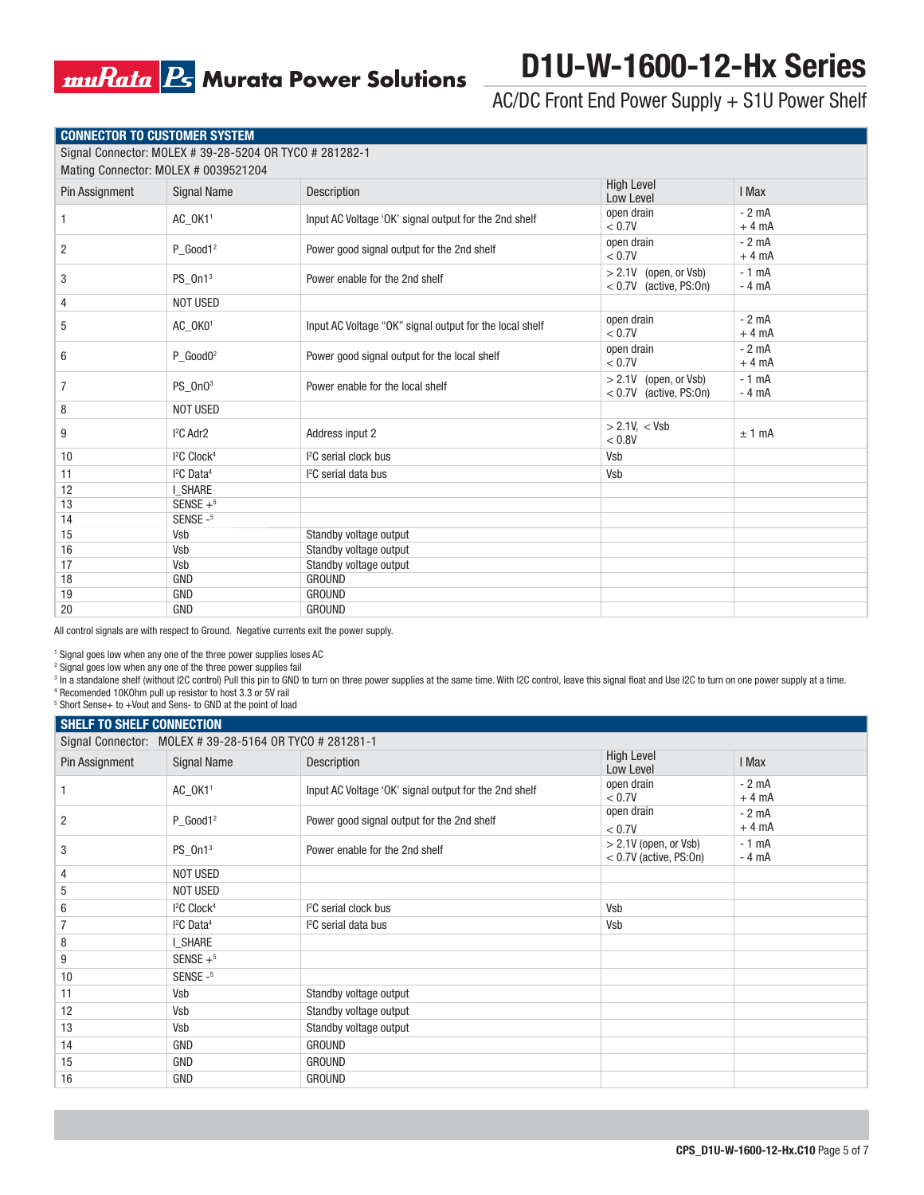## CONNECTOR TO CUSTOMER SYSTEM

Signal Connector: MOLEX # 39-28-5204 OR TYCO # 281282-1

Mating Connector: MOLEX # 0039521204

| Pin Assignment | Signal Name | Description | High Level<br>Low Level | I Max |
|---|---|---|---|---|
| 1 | AC_OK1[1] | Input AC Voltage 'OK' signal output for the 2nd shelf | open drain<br>< 0.7V | - 2 mA<br>+ 4 mA |
| 2 | P_Good1[2] | Power good signal output for the 2nd shelf | open drain<br>< 0.7V | - 2 mA<br>+ 4 mA |
| 3 | PS_On1[3] | Power enable for the 2nd shelf | > 2.1V (open, or Vsb)<br>< 0.7V (active, PS:On) | - 1 mA<br>- 4 mA |
| 4 | NOT USED | | | |
| 5 | AC_OK0[1] | Input AC Voltage "OK" signal output for the local shelf | open drain<br>< 0.7V | - 2 mA<br>+ 4 mA |
| 6 | P_Good0[2] | Power good signal output for the local shelf | open drain<br>< 0.7V | - 2 mA<br>+ 4 mA |
| 7 | PS_On0[3] | Power enable for the local shelf | > 2.1V (open, or Vsb)<br>< 0.7V (active, PS:On) | - 1 mA<br>- 4 mA |
| 8 | NOT USED | | | |
| 9 | I²C Adr2 | Address input 2 | > 2.1V, < Vsb<br>< 0.8V | ± 1 mA |
| 10 | I²C Clock[4] | I²C serial clock bus | Vsb | |
| 11 | I²C Data[4] | I²C serial data bus | Vsb | |
| 12 | I_SHARE | | | |
| 13 | SENSE +[5] | | | |
| 14 | SENSE -[5] | | | |
| 15 | Vsb | Standby voltage output | | |
| 16 | Vsb | Standby voltage output | | |
| 17 | Vsb | Standby voltage output | | |
| 18 | GND | GROUND | | |
| 19 | GND | GROUND | | |
| 20 | GND | GROUND | | |

All control signals are with respect to Ground. Negative currents exit the power supply.

[1] Signal goes low when any one of the three power supplies loses AC
[2] Signal goes low when any one of the three power supplies fail
[3] In a standalone shelf (without I2C control) Pull this pin to GND to turn on three power supplies at the same time. With I2C control, leave this signal float and Use I2C to turn on one power supply at a time.
[4] Recomended 10KOhm pull up resistor to host 3.3 or 5V rail
[5] Short Sense+ to +Vout and Sens- to GND at the point of load

## SHELF TO SHELF CONNECTION

Signal Connector: MOLEX # 39-28-5164 OR TYCO # 281281-1

| Pin Assignment | Signal Name | Description | High Level<br>Low Level | I Max |
|---|---|---|---|---|
| 1 | AC_OK1[1] | Input AC Voltage 'OK' signal output for the 2nd shelf | open drain<br>< 0.7V | - 2 mA<br>+ 4 mA |
| 2 | P_Good1[2] | Power good signal output for the 2nd shelf | open drain<br>< 0.7V | - 2 mA<br>+ 4 mA |
| 3 | PS_On1[3] | Power enable for the 2nd shelf | > 2.1V (open, or Vsb)<br>< 0.7V (active, PS:On) | - 1 mA<br>- 4 mA |
| 4 | NOT USED | | | |
| 5 | NOT USED | | | |
| 6 | I²C Clock[4] | I²C serial clock bus | Vsb | |
| 7 | I²C Data[4] | I²C serial data bus | Vsb | |
| 8 | I_SHARE | | | |
| 9 | SENSE +[5] | | | |
| 10 | SENSE -[5] | | | |
| 11 | Vsb | Standby voltage output | | |
| 12 | Vsb | Standby voltage output | | |
| 13 | Vsb | Standby voltage output | | |
| 14 | GND | GROUND | | |
| 15 | GND | GROUND | | |
| 16 | GND | GROUND | | |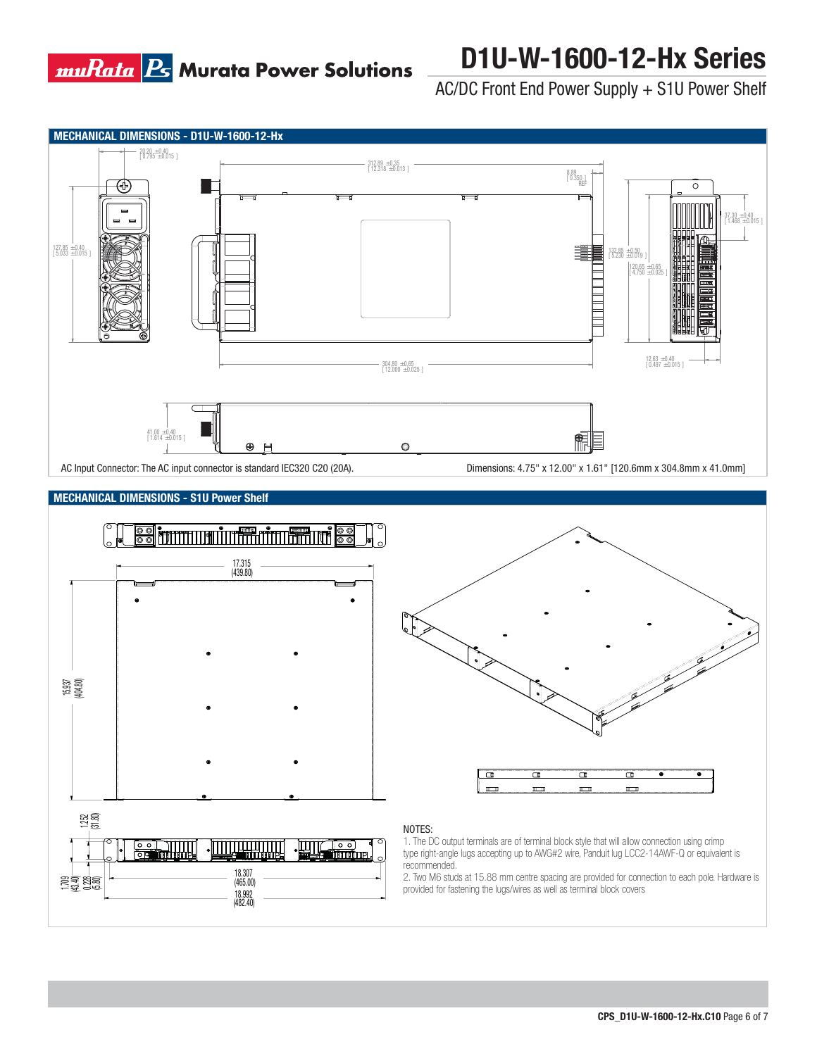## MECHANICAL DIMENSIONS - D1U-W-1600-12-Hx

20.20 ±0.40 [ 0.795 ±0.015 ]

312.89 ±0.35 [ 12.318 ±0.013 ]

8.89 [ 0.350 ] REF

127.85 ±0.40 [ 5.033 ±0.015 ]

132.85 ±0.50 [ 5.230 ±0.019 ]

120.65 ±0.65 [ 4.750 ±0.025 ]

37.30 ±0.40 [ 1.468 ±0.015 ]

304.80 ±0.65 [ 12.000 ±0.025 ]

12.63 ±0.40 [ 0.497 ±0.015 ]

41.00 ±0.40 [ 1.614 ±0.015 ]

AC Input Connector: The AC input connector is standard IEC320 C20 (20A).

Dimensions: 4.75" x 12.00" x 1.61" [120.6mm x 304.8mm x 41.0mm]

## MECHANICAL DIMENSIONS - S1U Power Shelf

17.315 (439.80)

15.937 (404.80)

1.252 (31.80)

1.709 (43.40)

0.228 (5.80)

18.307 (465.00)

18.992 (482.40)

NOTES:

1. The DC output terminals are of terminal block style that will allow connection using crimp type right-angle lugs accepting up to AWG#2 wire, Panduit lug LCC2-14AWF-Q or equivalent is recommended.
2. Two M6 studs at 15.88 mm centre spacing are provided for connection to each pole. Hardware is provided for fastening the lugs/wires as well as terminal block covers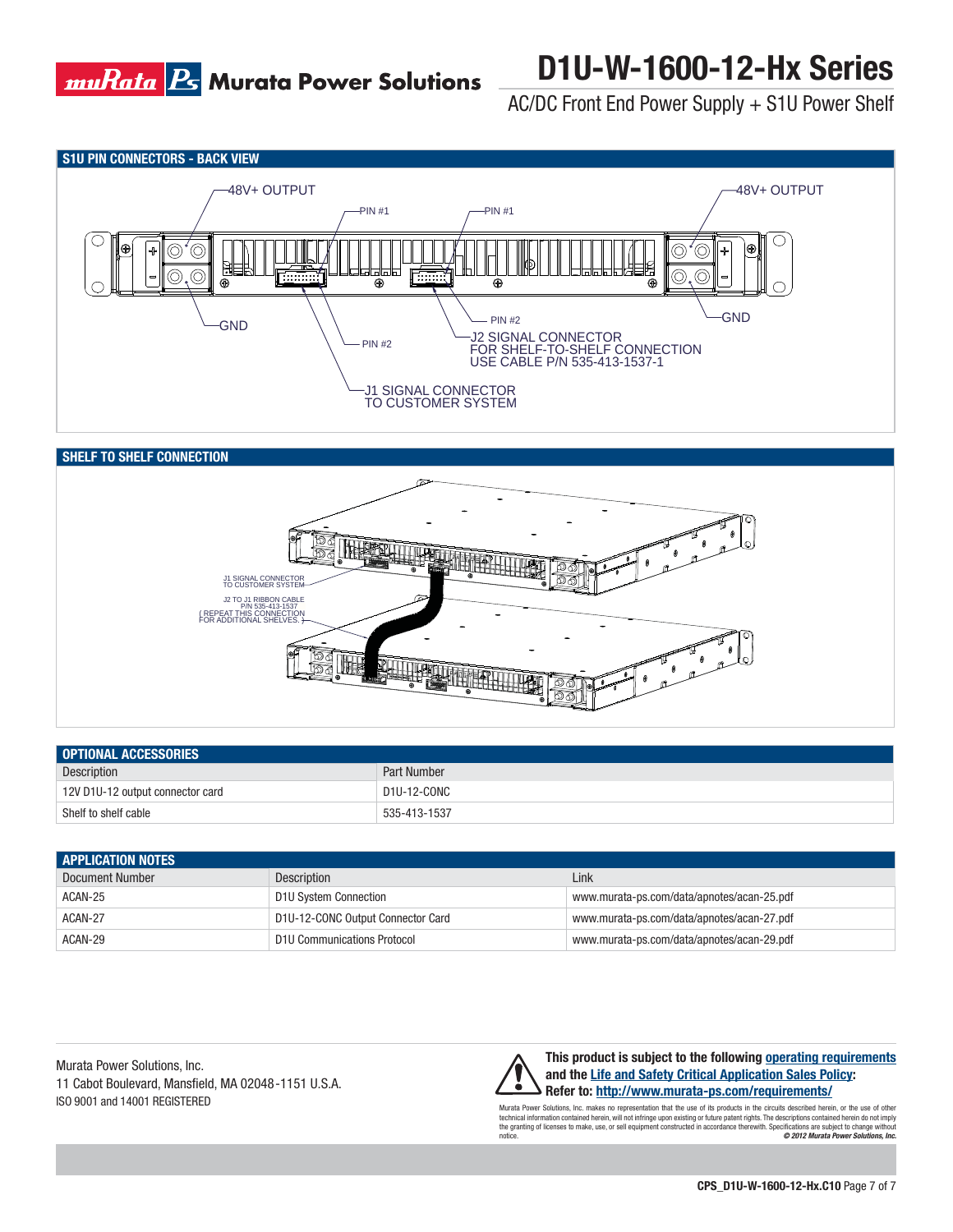## S1U PIN CONNECTORS - BACK VIEW

48V+ OUTPUT

PIN #1

PIN #1

48V+ OUTPUT

GND

PIN #2

PIN #2

J2 SIGNAL CONNECTOR
FOR SHELF-TO-SHELF CONNECTION
USE CABLE P/N 535-413-1537-1

GND

J1 SIGNAL CONNECTOR
TO CUSTOMER SYSTEM

## SHELF TO SHELF CONNECTION

J1 SIGNAL CONNECTOR
TO CUSTOMER SYSTEM

J2 TO J1 RIBBON CABLE
P/N 535-413-1537
( REPEAT THIS CONNECTION
FOR ADDITIONAL SHELVES. )

## OPTIONAL ACCESSORIES

| Description | Part Number |
|---|---|
| 12V D1U-12 output connector card | D1U-12-CONC |
| Shelf to shelf cable | 535-413-1537 |

## APPLICATION NOTES

| Document Number | Description | Link |
|---|---|---|
| ACAN-25 | D1U System Connection | www.murata-ps.com/data/apnotes/acan-25.pdf |
| ACAN-27 | D1U-12-CONC Output Connector Card | www.murata-ps.com/data/apnotes/acan-27.pdf |
| ACAN-29 | D1U Communications Protocol | www.murata-ps.com/data/apnotes/acan-29.pdf |

Murata Power Solutions, Inc.
11 Cabot Boulevard, Mansfield, MA 02048-1151 U.S.A.
ISO 9001 and 14001 REGISTERED

**This product is subject to the following operating requirements and the Life and Safety Critical Application Sales Policy: Refer to: http://www.murata-ps.com/requirements/**

Murata Power Solutions, Inc. makes no representation that the use of its products in the circuits described herein, or the use of other technical information contained herein, will not infringe upon existing or future patent rights. The descriptions contained herein do not imply the granting of licenses to make, use, or sell equipment constructed in accordance therewith. Specifications are subject to change without notice.

*© 2012 Murata Power Solutions, Inc.*